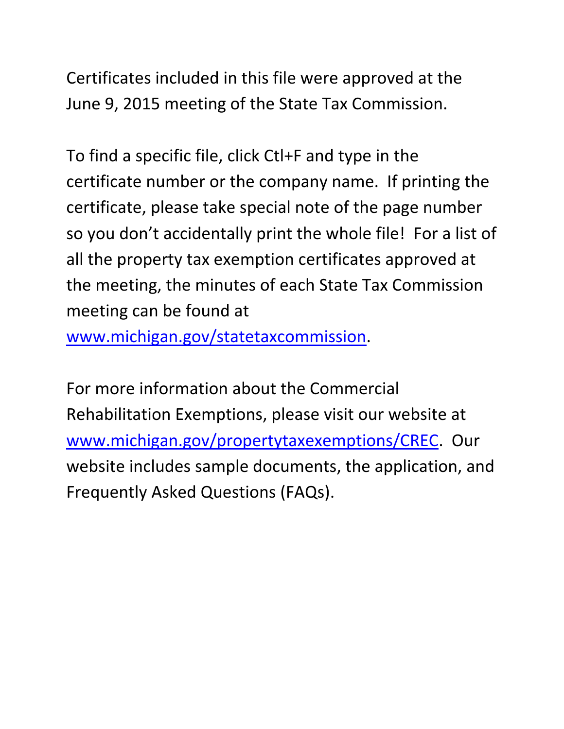Certificates included in this file were approved at the June 9, 2015 meeting of the State Tax Commission.

To find a specific file, click Ctl+F and type in the certificate number or the company name. If printing the certificate, please take special note of the page number so you don't accidentally print the whole file! For a list of all the property tax exemption certificates approved at the meeting, the minutes of each State Tax Commission meeting can be found at [www.michigan.gov/statetaxcommission](www.michigan.gov/statetaxcommission).

For more information about the Commercial Rehabilitation Exemptions, please visit our website at [www.michigan.gov/propertytaxexemptions/CREC](www.michigan.gov/propertytaxexemptions/CREC). Our website includes sample documents, the application, and Frequently Asked Questions (FAQs).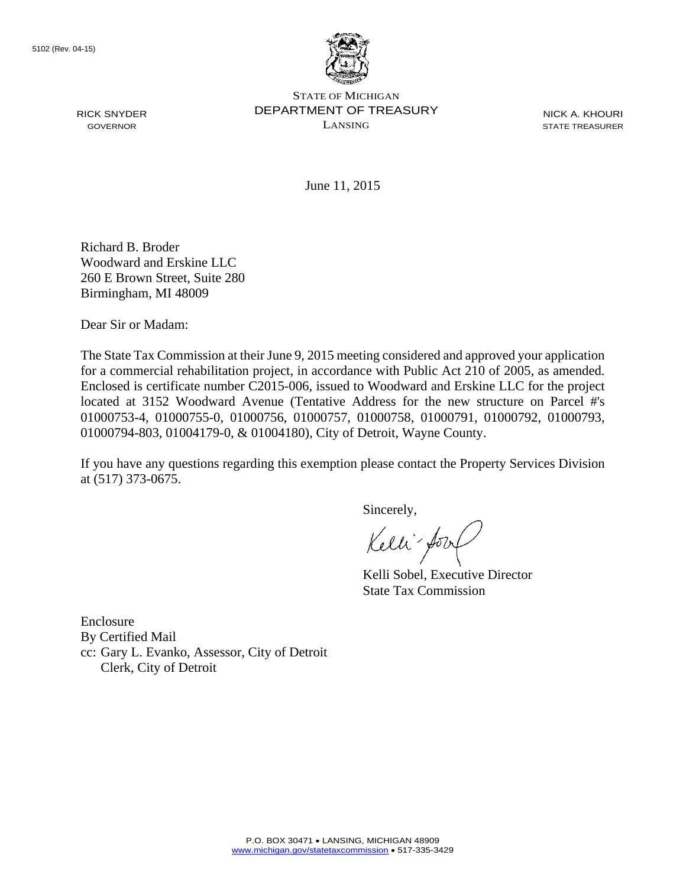5102 (Rev. 04-15)

STATE OF MICHIGAN
DEPARTMENT OF TREASURY
LANSING

RICK SNYDER
GOVERNOR

NICK A. KHOURI
STATE TREASURER

June 11, 2015

Richard B. Broder
Woodward and Erskine LLC
260 E Brown Street, Suite 280
Birmingham, MI 48009

Dear Sir or Madam:

The State Tax Commission at their June 9, 2015 meeting considered and approved your application for a commercial rehabilitation project, in accordance with Public Act 210 of 2005, as amended. Enclosed is certificate number C2015-006, issued to Woodward and Erskine LLC for the project located at 3152 Woodward Avenue (Tentative Address for the new structure on Parcel #'s 01000753-4, 01000755-0, 01000756, 01000757, 01000758, 01000791, 01000792, 01000793, 01000794-803, 01004179-0, & 01004180), City of Detroit, Wayne County.

If you have any questions regarding this exemption please contact the Property Services Division at (517) 373-0675.

Sincerely,

Kelli Sobel, Executive Director
State Tax Commission

Enclosure
By Certified Mail
cc: Gary L. Evanko, Assessor, City of Detroit
Clerk, City of Detroit

P.O. BOX 30471 • LANSING, MICHIGAN 48909
www.michigan.gov/statetaxcommission • 517-335-3429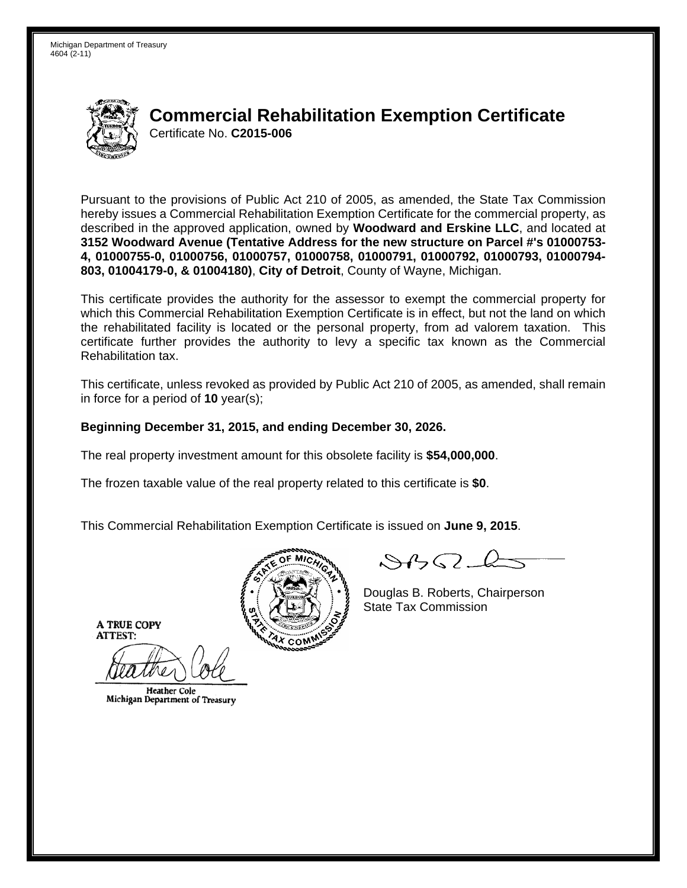Michigan Department of Treasury
4604 (2-11)

# Commercial Rehabilitation Exemption Certificate

Certificate No. **C2015-006**

Pursuant to the provisions of Public Act 210 of 2005, as amended, the State Tax Commission hereby issues a Commercial Rehabilitation Exemption Certificate for the commercial property, as described in the approved application, owned by **Woodward and Erskine LLC**, and located at **3152 Woodward Avenue (Tentative Address for the new structure on Parcel #'s 01000753-4, 01000755-0, 01000756, 01000757, 01000758, 01000791, 01000792, 01000793, 01000794-803, 01004179-0, & 01004180)**, **City of Detroit**, County of Wayne, Michigan.

This certificate provides the authority for the assessor to exempt the commercial property for which this Commercial Rehabilitation Exemption Certificate is in effect, but not the land on which the rehabilitated facility is located or the personal property, from ad valorem taxation. This certificate further provides the authority to levy a specific tax known as the Commercial Rehabilitation tax.

This certificate, unless revoked as provided by Public Act 210 of 2005, as amended, shall remain in force for a period of **10** year(s);

**Beginning December 31, 2015, and ending December 30, 2026.**

The real property investment amount for this obsolete facility is **$54,000,000**.

The frozen taxable value of the real property related to this certificate is **$0**.

This Commercial Rehabilitation Exemption Certificate is issued on **June 9, 2015**.

Douglas B. Roberts, Chairperson
State Tax Commission

A TRUE COPY
ATTEST:

Heather Cole
Michigan Department of Treasury